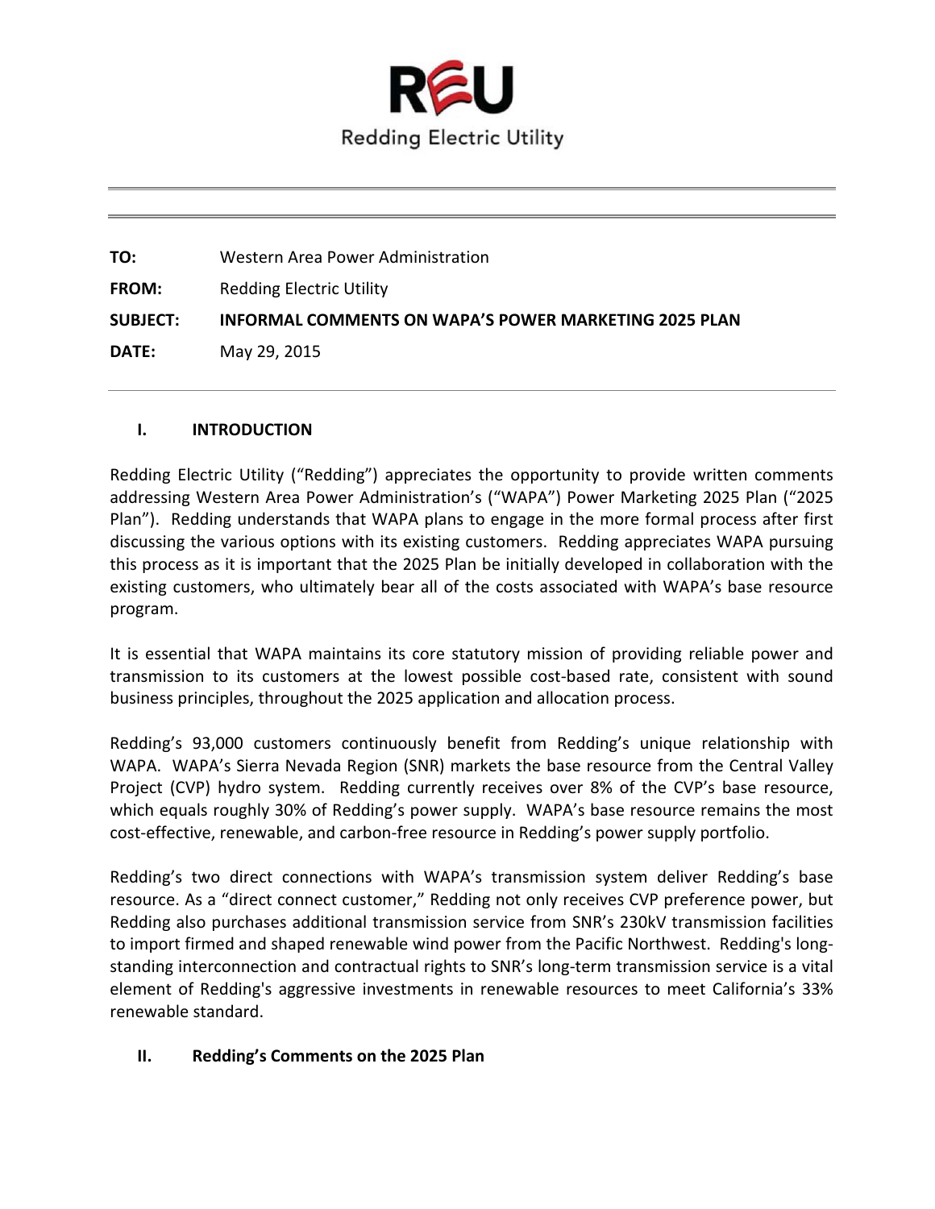Redding Electric Utility

---

**TO:** Western Area Power Administration

**FROM:** Redding Electric Utility

**SUBJECT:** **INFORMAL COMMENTS ON WAPA'S POWER MARKETING 2025 PLAN**

**DATE:** May 29, 2015

---

## I. INTRODUCTION

Redding Electric Utility ("Redding") appreciates the opportunity to provide written comments addressing Western Area Power Administration's ("WAPA") Power Marketing 2025 Plan ("2025 Plan"). Redding understands that WAPA plans to engage in the more formal process after first discussing the various options with its existing customers. Redding appreciates WAPA pursuing this process as it is important that the 2025 Plan be initially developed in collaboration with the existing customers, who ultimately bear all of the costs associated with WAPA's base resource program.

It is essential that WAPA maintains its core statutory mission of providing reliable power and transmission to its customers at the lowest possible cost-based rate, consistent with sound business principles, throughout the 2025 application and allocation process.

Redding's 93,000 customers continuously benefit from Redding's unique relationship with WAPA. WAPA's Sierra Nevada Region (SNR) markets the base resource from the Central Valley Project (CVP) hydro system. Redding currently receives over 8% of the CVP's base resource, which equals roughly 30% of Redding's power supply. WAPA's base resource remains the most cost-effective, renewable, and carbon-free resource in Redding's power supply portfolio.

Redding's two direct connections with WAPA's transmission system deliver Redding's base resource. As a "direct connect customer," Redding not only receives CVP preference power, but Redding also purchases additional transmission service from SNR's 230kV transmission facilities to import firmed and shaped renewable wind power from the Pacific Northwest. Redding's long-standing interconnection and contractual rights to SNR's long-term transmission service is a vital element of Redding's aggressive investments in renewable resources to meet California's 33% renewable standard.

## II. Redding's Comments on the 2025 Plan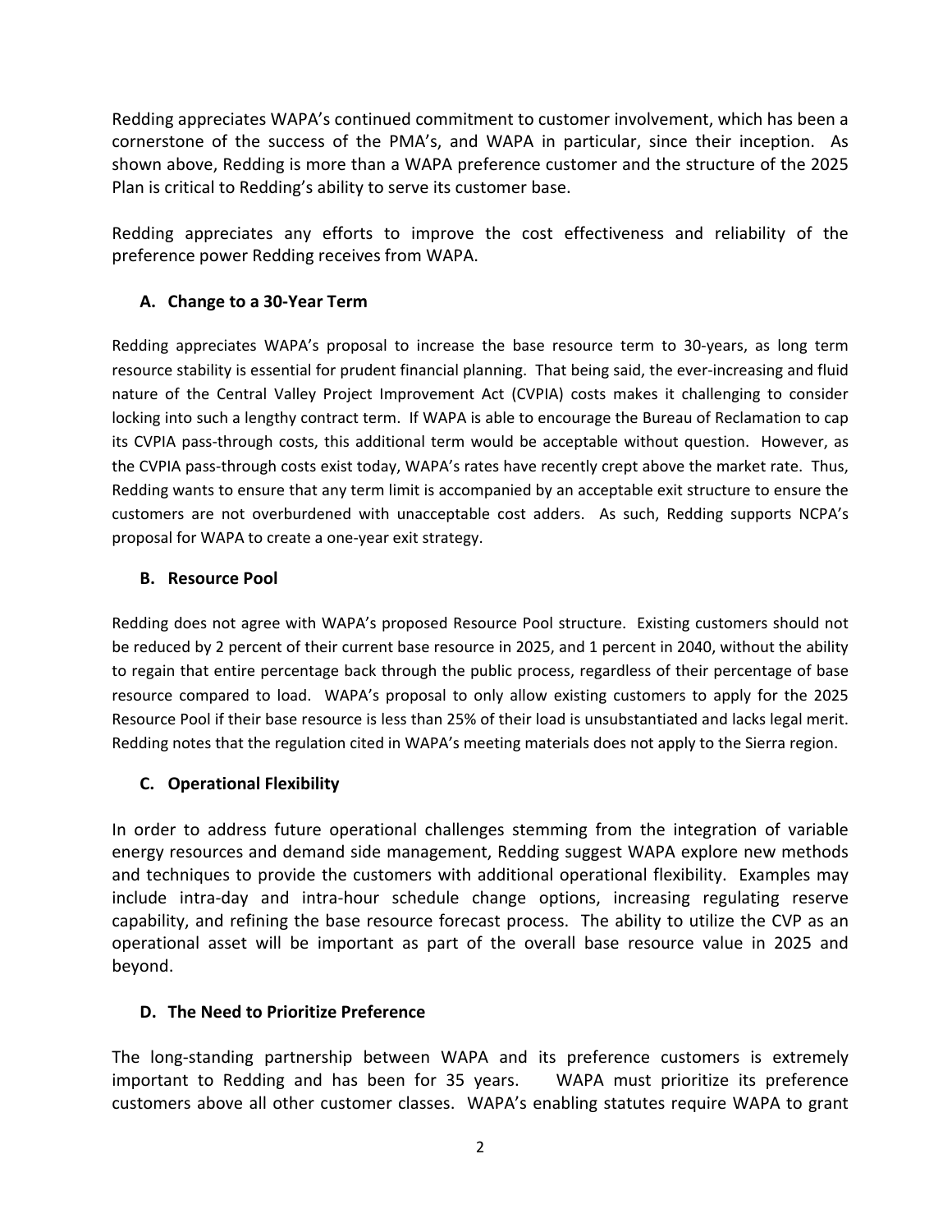Redding appreciates WAPA's continued commitment to customer involvement, which has been a cornerstone of the success of the PMA's, and WAPA in particular, since their inception. As shown above, Redding is more than a WAPA preference customer and the structure of the 2025 Plan is critical to Redding's ability to serve its customer base.

Redding appreciates any efforts to improve the cost effectiveness and reliability of the preference power Redding receives from WAPA.

### A. Change to a 30-Year Term

Redding appreciates WAPA's proposal to increase the base resource term to 30-years, as long term resource stability is essential for prudent financial planning. That being said, the ever-increasing and fluid nature of the Central Valley Project Improvement Act (CVPIA) costs makes it challenging to consider locking into such a lengthy contract term. If WAPA is able to encourage the Bureau of Reclamation to cap its CVPIA pass-through costs, this additional term would be acceptable without question. However, as the CVPIA pass-through costs exist today, WAPA's rates have recently crept above the market rate. Thus, Redding wants to ensure that any term limit is accompanied by an acceptable exit structure to ensure the customers are not overburdened with unacceptable cost adders. As such, Redding supports NCPA's proposal for WAPA to create a one-year exit strategy.

### B. Resource Pool

Redding does not agree with WAPA's proposed Resource Pool structure. Existing customers should not be reduced by 2 percent of their current base resource in 2025, and 1 percent in 2040, without the ability to regain that entire percentage back through the public process, regardless of their percentage of base resource compared to load. WAPA's proposal to only allow existing customers to apply for the 2025 Resource Pool if their base resource is less than 25% of their load is unsubstantiated and lacks legal merit. Redding notes that the regulation cited in WAPA's meeting materials does not apply to the Sierra region.

### C. Operational Flexibility

In order to address future operational challenges stemming from the integration of variable energy resources and demand side management, Redding suggest WAPA explore new methods and techniques to provide the customers with additional operational flexibility. Examples may include intra-day and intra-hour schedule change options, increasing regulating reserve capability, and refining the base resource forecast process. The ability to utilize the CVP as an operational asset will be important as part of the overall base resource value in 2025 and beyond.

### D. The Need to Prioritize Preference

The long-standing partnership between WAPA and its preference customers is extremely important to Redding and has been for 35 years. WAPA must prioritize its preference customers above all other customer classes. WAPA's enabling statutes require WAPA to grant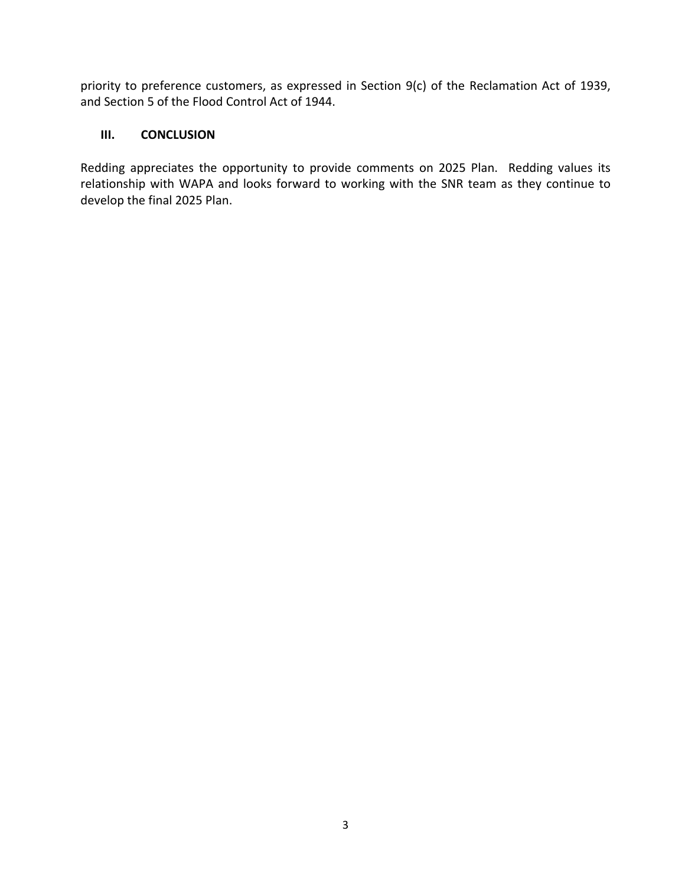priority to preference customers, as expressed in Section 9(c) of the Reclamation Act of 1939, and Section 5 of the Flood Control Act of 1944.

## III. CONCLUSION

Redding appreciates the opportunity to provide comments on 2025 Plan. Redding values its relationship with WAPA and looks forward to working with the SNR team as they continue to develop the final 2025 Plan.